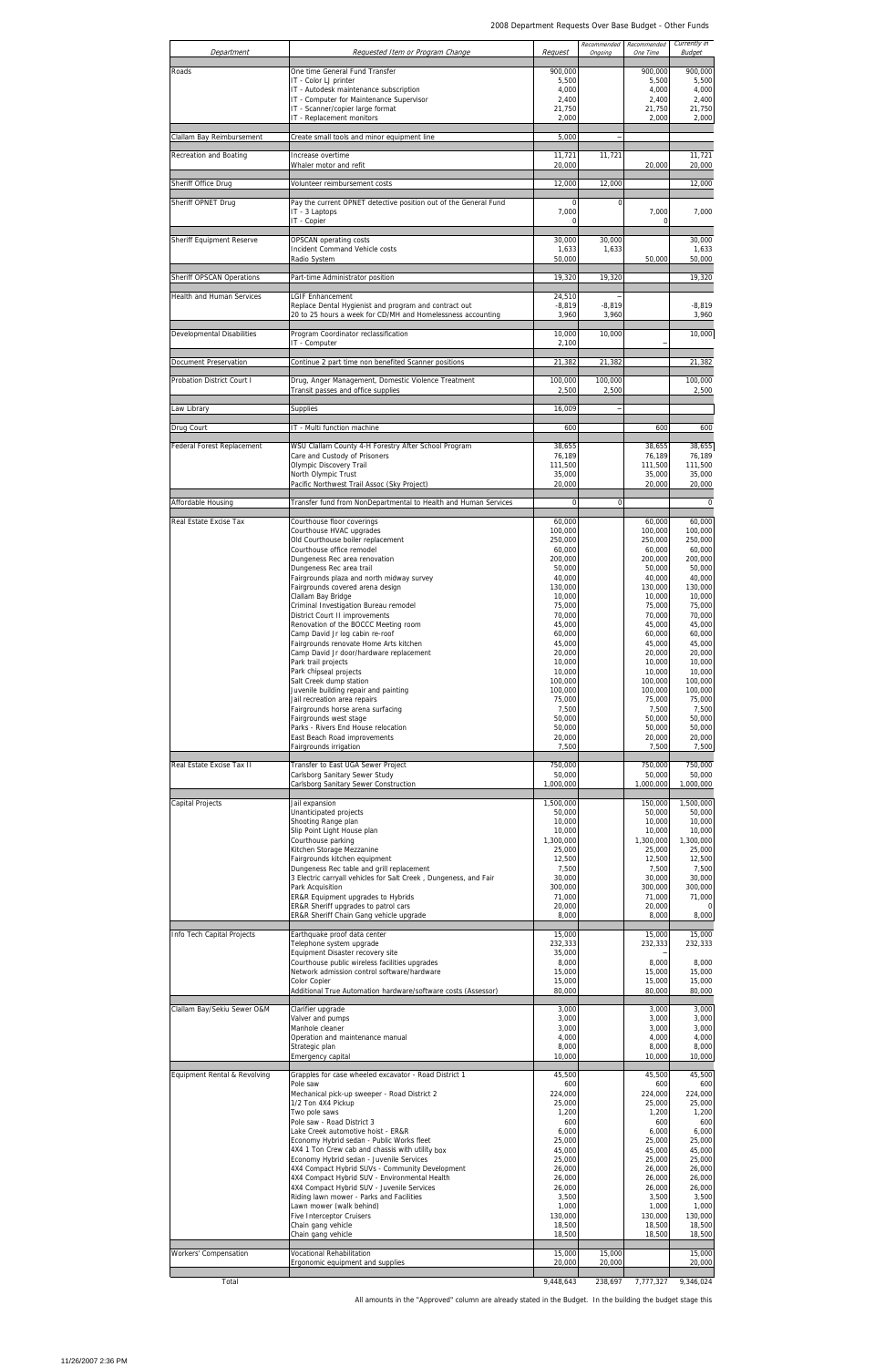2008 Department Requests Over Base Budget - Other Funds

| Department | Requested Item or Program Change | Request | Recommended Ongoing | Recommended One Time | Currently in Budget |
|---|---|---|---|---|---|
| Roads | One time General Fund Transfer | 900,000 | | 900,000 | 900,000 |
| | IT - Color LJ printer | 5,500 | | 5,500 | 5,500 |
| | IT - Autodesk maintenance subscription | 4,000 | | 4,000 | 4,000 |
| | IT - Computer for Maintenance Supervisor | 2,400 | | 2,400 | 2,400 |
| | IT - Scanner/copier large format | 21,750 | | 21,750 | 21,750 |
| | IT - Replacement monitors | 2,000 | | 2,000 | 2,000 |
| Clallam Bay Reimbursement | Create small tools and minor equipment line | 5,000 | - | | |
| Recreation and Boating | Increase overtime | 11,721 | 11,721 | | 11,721 |
| | Whaler motor and refit | 20,000 | | 20,000 | 20,000 |
| Sheriff Office Drug | Volunteer reimbursement costs | 12,000 | 12,000 | | 12,000 |
| Sheriff OPNET Drug | Pay the current OPNET detective position out of the General Fund | 0 | 0 | | |
| | IT - 3 Laptops | 7,000 | | 7,000 | 7,000 |
| | IT - Copier | 0 | | 0 | |
| Sheriff Equipment Reserve | OPSCAN operating costs | 30,000 | 30,000 | | 30,000 |
| | Incident Command Vehicle costs | 1,633 | 1,633 | | 1,633 |
| | Radio System | 50,000 | | 50,000 | 50,000 |
| Sheriff OPSCAN Operations | Part-time Administrator position | 19,320 | 19,320 | | 19,320 |
| Health and Human Services | LGIF Enhancement | 24,510 | - | | |
| | Replace Dental Hygienist and program and contract out | -8,819 | -8,819 | | -8,819 |
| | 20 to 25 hours a week for CD/MH and Homelessness accounting | 3,960 | 3,960 | | 3,960 |
| Developmental Disabilities | Program Coordinator reclassification | 10,000 | 10,000 | | 10,000 |
| | IT - Computer | 2,100 | | - | |
| Document Preservation | Continue 2 part time non benefited Scanner positions | 21,382 | 21,382 | | 21,382 |
| Probation District Court I | Drug, Anger Management, Domestic Violence Treatment | 100,000 | 100,000 | | 100,000 |
| | Transit passes and office supplies | 2,500 | 2,500 | | 2,500 |
| Law Library | Supplies | 16,009 | - | | |
| Drug Court | IT - Multi function machine | 600 | | 600 | 600 |
| Federal Forest Replacement | WSU Clallam County 4-H Forestry After School Program | 38,655 | | 38,655 | 38,655 |
| | Care and Custody of Prisoners | 76,189 | | 76,189 | 76,189 |
| | Olympic Discovery Trail | 111,500 | | 111,500 | 111,500 |
| | North Olympic Trust | 35,000 | | 35,000 | 35,000 |
| | Pacific Northwest Trail Assoc (Sky Project) | 20,000 | | 20,000 | 20,000 |
| Affordable Housing | Transfer fund from NonDepartmental to Health and Human Services | 0 | 0 | | 0 |
| Real Estate Excise Tax | Courthouse floor coverings | 60,000 | | 60,000 | 60,000 |
| | Courthouse HVAC upgrades | 100,000 | | 100,000 | 100,000 |
| | Old Courthouse boiler replacement | 250,000 | | 250,000 | 250,000 |
| | Courthouse office remodel | 60,000 | | 60,000 | 60,000 |
| | Dungeness Rec area renovation | 200,000 | | 200,000 | 200,000 |
| | Dungeness Rec area trail | 50,000 | | 50,000 | 50,000 |
| | Fairgrounds plaza and north midway survey | 40,000 | | 40,000 | 40,000 |
| | Fairgrounds covered arena design | 130,000 | | 130,000 | 130,000 |
| | Clallam Bay Bridge | 10,000 | | 10,000 | 10,000 |
| | Criminal Investigation Bureau remodel | 75,000 | | 75,000 | 75,000 |
| | District Court II improvements | 70,000 | | 70,000 | 70,000 |
| | Renovation of the BOCCC Meeting room | 45,000 | | 45,000 | 45,000 |
| | Camp David Jr log cabin re-roof | 60,000 | | 60,000 | 60,000 |
| | Fairgrounds renovate Home Arts kitchen | 45,000 | | 45,000 | 45,000 |
| | Camp David Jr door/hardware replacement | 20,000 | | 20,000 | 20,000 |
| | Park trail projects | 10,000 | | 10,000 | 10,000 |
| | Park chipseal projects | 10,000 | | 10,000 | 10,000 |
| | Salt Creek dump station | 100,000 | | 100,000 | 100,000 |
| | Juvenile building repair and painting | 100,000 | | 100,000 | 100,000 |
| | Jail recreation area repairs | 75,000 | | 75,000 | 75,000 |
| | Fairgrounds horse arena surfacing | 7,500 | | 7,500 | 7,500 |
| | Fairgrounds west stage | 50,000 | | 50,000 | 50,000 |
| | Parks - Rivers End House relocation | 50,000 | | 50,000 | 50,000 |
| | East Beach Road improvements | 20,000 | | 20,000 | 20,000 |
| | Fairgrounds irrigation | 7,500 | | 7,500 | 7,500 |
| Real Estate Excise Tax II | Transfer to East UGA Sewer Project | 750,000 | | 750,000 | 750,000 |
| | Carlsborg Sanitary Sewer Study | 50,000 | | 50,000 | 50,000 |
| | Carlsborg Sanitary Sewer Construction | 1,000,000 | | 1,000,000 | 1,000,000 |
| Capital Projects | Jail expansion | 1,500,000 | | 150,000 | 1,500,000 |
| | Unanticipated projects | 50,000 | | 50,000 | 50,000 |
| | Shooting Range plan | 10,000 | | 10,000 | 10,000 |
| | Slip Point Light House plan | 10,000 | | 10,000 | 10,000 |
| | Courthouse parking | 1,300,000 | | 1,300,000 | 1,300,000 |
| | Kitchen Storage Mezzanine | 25,000 | | 25,000 | 25,000 |
| | Fairgrounds kitchen equipment | 12,500 | | 12,500 | 12,500 |
| | Dungeness Rec table and grill replacement | 7,500 | | 7,500 | 7,500 |
| | 3 Electric carryall vehicles for Salt Creek , Dungeness, and Fair | 30,000 | | 30,000 | 30,000 |
| | Park Acquisition | 300,000 | | 300,000 | 300,000 |
| | ER&R Equipment upgrades to Hybrids | 71,000 | | 71,000 | 71,000 |
| | ER&R Sheriff upgrades to patrol cars | 20,000 | | 20,000 | 0 |
| | ER&R Sheriff Chain Gang vehicle upgrade | 8,000 | | 8,000 | 8,000 |
| Info Tech Capital Projects | Earthquake proof data center | 15,000 | | 15,000 | 15,000 |
| | Telephone system upgrade | 232,333 | | 232,333 | 232,333 |
| | Equipment Disaster recovery site | 35,000 | | - | |
| | Courthouse public wireless facilities upgrades | 8,000 | | 8,000 | 8,000 |
| | Network admission control software/hardware | 15,000 | | 15,000 | 15,000 |
| | Color Copier | 15,000 | | 15,000 | 15,000 |
| | Additional True Automation hardware/software costs (Assessor) | 80,000 | | 80,000 | 80,000 |
| Clallam Bay/Sekiu Sewer O&M | Clarifier upgrade | 3,000 | | 3,000 | 3,000 |
| | Valver and pumps | 3,000 | | 3,000 | 3,000 |
| | Manhole cleaner | 3,000 | | 3,000 | 3,000 |
| | Operation and maintenance manual | 4,000 | | 4,000 | 4,000 |
| | Strategic plan | 8,000 | | 8,000 | 8,000 |
| | Emergency capital | 10,000 | | 10,000 | 10,000 |
| Equipment Rental & Revolving | Grapples for case wheeled excavator - Road District 1 | 45,500 | | 45,500 | 45,500 |
| | Pole saw | 600 | | 600 | 600 |
| | Mechanical pick-up sweeper - Road District 2 | 224,000 | | 224,000 | 224,000 |
| | 1/2 Ton 4X4 Pickup | 25,000 | | 25,000 | 25,000 |
| | Two pole saws | 1,200 | | 1,200 | 1,200 |
| | Pole saw - Road District 3 | 600 | | 600 | 600 |
| | Lake Creek automotive hoist - ER&R | 6,000 | | 6,000 | 6,000 |
| | Economy Hybrid sedan - Public Works fleet | 25,000 | | 25,000 | 25,000 |
| | 4X4 1 Ton Crew cab and chassis with utility box | 45,000 | | 45,000 | 45,000 |
| | Economy Hybrid sedan - Juvenile Services | 25,000 | | 25,000 | 25,000 |
| | 4X4 Compact Hybrid SUVs - Community Development | 26,000 | | 26,000 | 26,000 |
| | 4X4 Compact Hybrid SUV - Environmental Health | 26,000 | | 26,000 | 26,000 |
| | 4X4 Compact Hybrid SUV - Juvenile Services | 26,000 | | 26,000 | 26,000 |
| | Riding lawn mower - Parks and Facilities | 3,500 | | 3,500 | 3,500 |
| | Lawn mower (walk behind) | 1,000 | | 1,000 | 1,000 |
| | Five Interceptor Cruisers | 130,000 | | 130,000 | 130,000 |
| | Chain gang vehicle | 18,500 | | 18,500 | 18,500 |
| | Chain gang vehicle | 18,500 | | 18,500 | 18,500 |
| Workers' Compensation | Vocational Rehabilitation | 15,000 | 15,000 | | 15,000 |
| | Ergonomic equipment and supplies | 20,000 | 20,000 | | 20,000 |
| Total | | 9,448,643 | 238,697 | 7,777,327 | 9,346,024 |

All amounts in the "Approved" column are already stated in the Budget. In the building the budget stage this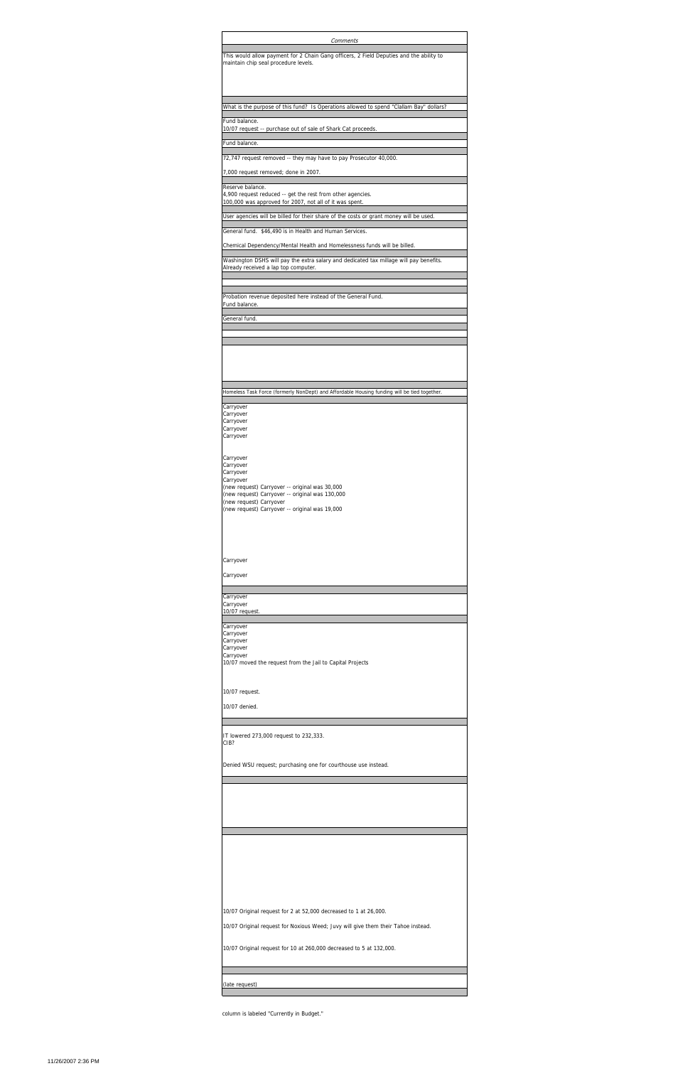| *Comments* |
|---|
| This would allow payment for 2 Chain Gang officers, 2 Field Deputies and the ability to maintain chip seal procedure levels. |
| What is the purpose of this fund? Is Operations allowed to spend "Clallam Bay" dollars? |
| Fund balance. |
| 10/07 request -- purchase out of sale of Shark Cat proceeds. |
| Fund balance. |
| 72,747 request removed -- they may have to pay Prosecutor 40,000. |
| 7,000 request removed; done in 2007. |
| Reserve balance. |
| 4,900 request reduced -- get the rest from other agencies. |
| 100,000 was approved for 2007, not all of it was spent. |
| User agencies will be billed for their share of the costs or grant money will be used. |
| General fund. $46,490 is in Health and Human Services. |
| Chemical Dependency/Mental Health and Homelessness funds will be billed. |
| Washington DSHS will pay the extra salary and dedicated tax millage will pay benefits. |
| Already received a lap top computer. |
| Probation revenue deposited here instead of the General Fund. |
| Fund balance. |
| General fund. |
| Homeless Task Force (formerly NonDept) and Affordable Housing funding will be tied together. |
| Carryover |
| Carryover |
| Carryover |
| Carryover |
| Carryover |
| Carryover |
| Carryover |
| Carryover |
| Carryover |
| (new request) Carryover -- original was 30,000 |
| (new request) Carryover -- original was 130,000 |
| (new request) Carryover |
| (new request) Carryover -- original was 19,000 |
| Carryover |
| Carryover |
| Carryover |
| Carryover |
| 10/07 request. |
| Carryover |
| Carryover |
| Carryover |
| Carryover |
| Carryover |
| 10/07 moved the request from the Jail to Capital Projects |
| 10/07 request. |
| 10/07 denied. |
| IT lowered 273,000 request to 232,333. |
| CIB? |
| Denied WSU request; purchasing one for courthouse use instead. |
| 10/07 Original request for 2 at 52,000 decreased to 1 at 26,000. |
| 10/07 Original request for Noxious Weed; Juvy will give them their Tahoe instead. |
| 10/07 Original request for 10 at 260,000 decreased to 5 at 132,000. |
| (late request) |

column is labeled "Currently in Budget."

11/26/2007 2:36 PM